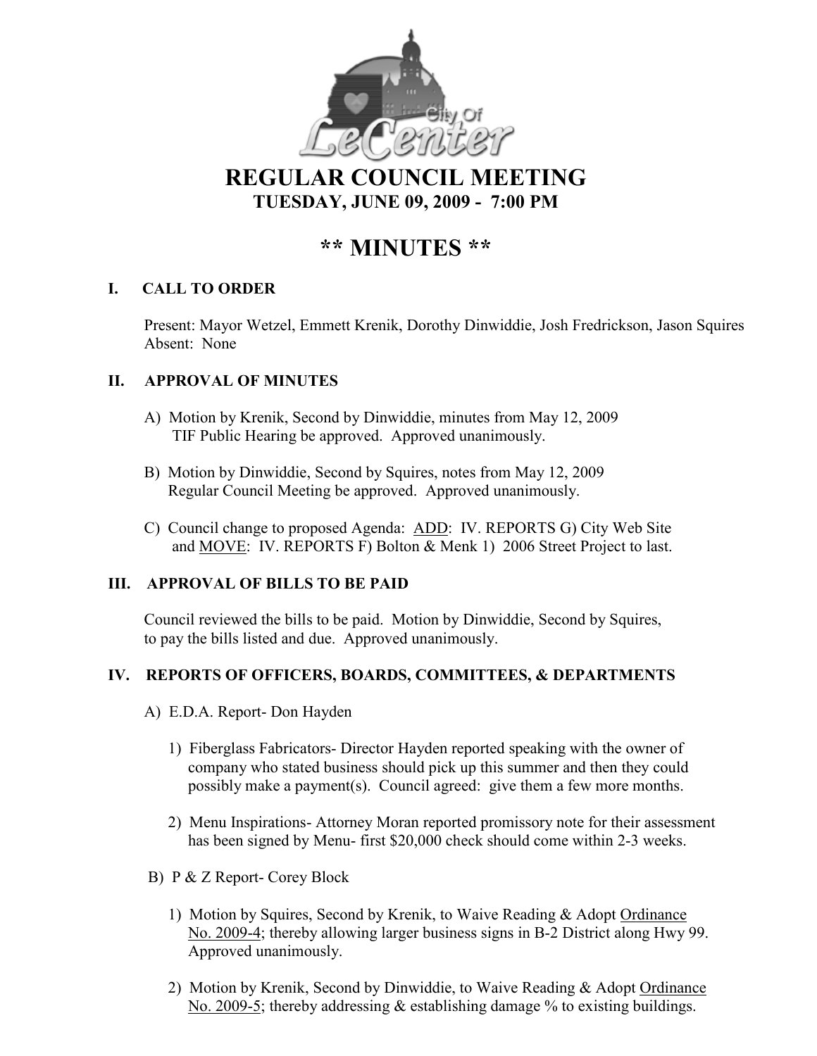City Of LeCenter

# REGULAR COUNCIL MEETING

## TUESDAY, JUNE 09, 2009 - 7:00 PM

# ** MINUTES **

## I. CALL TO ORDER

Present: Mayor Wetzel, Emmett Krenik, Dorothy Dinwiddie, Josh Fredrickson, Jason Squires
Absent: None

## II. APPROVAL OF MINUTES

A) Motion by Krenik, Second by Dinwiddie, minutes from May 12, 2009 TIF Public Hearing be approved. Approved unanimously.

B) Motion by Dinwiddie, Second by Squires, notes from May 12, 2009 Regular Council Meeting be approved. Approved unanimously.

C) Council change to proposed Agenda: <u>ADD</u>: IV. REPORTS G) City Web Site and <u>MOVE</u>: IV. REPORTS F) Bolton & Menk 1) 2006 Street Project to last.

## III. APPROVAL OF BILLS TO BE PAID

Council reviewed the bills to be paid. Motion by Dinwiddie, Second by Squires, to pay the bills listed and due. Approved unanimously.

## IV. REPORTS OF OFFICERS, BOARDS, COMMITTEES, & DEPARTMENTS

A) E.D.A. Report- Don Hayden

1) Fiberglass Fabricators- Director Hayden reported speaking with the owner of company who stated business should pick up this summer and then they could possibly make a payment(s). Council agreed: give them a few more months.

2) Menu Inspirations- Attorney Moran reported promissory note for their assessment has been signed by Menu- first $20,000 check should come within 2-3 weeks.

B) P & Z Report- Corey Block

1) Motion by Squires, Second by Krenik, to Waive Reading & Adopt <u>Ordinance No. 2009-4</u>; thereby allowing larger business signs in B-2 District along Hwy 99. Approved unanimously.

2) Motion by Krenik, Second by Dinwiddie, to Waive Reading & Adopt <u>Ordinance No. 2009-5</u>; thereby addressing & establishing damage % to existing buildings.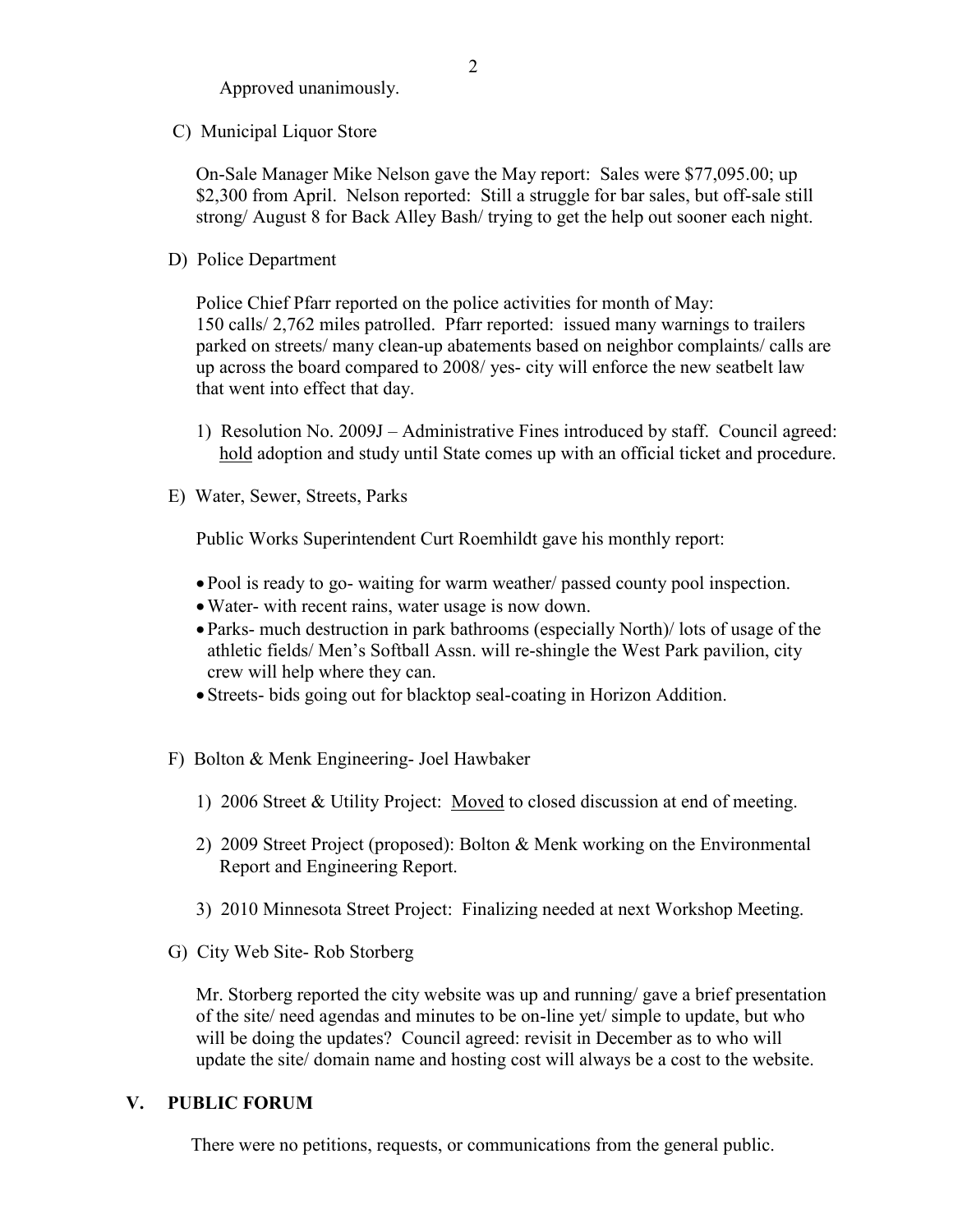Approved unanimously.

C) Municipal Liquor Store

On-Sale Manager Mike Nelson gave the May report: Sales were $77,095.00; up $2,300 from April. Nelson reported: Still a struggle for bar sales, but off-sale still strong/ August 8 for Back Alley Bash/ trying to get the help out sooner each night.

D) Police Department

Police Chief Pfarr reported on the police activities for month of May: 150 calls/ 2,762 miles patrolled. Pfarr reported: issued many warnings to trailers parked on streets/ many clean-up abatements based on neighbor complaints/ calls are up across the board compared to 2008/ yes- city will enforce the new seatbelt law that went into effect that day.

1) Resolution No. 2009J – Administrative Fines introduced by staff. Council agreed: <u>hold</u> adoption and study until State comes up with an official ticket and procedure.

E) Water, Sewer, Streets, Parks

Public Works Superintendent Curt Roemhildt gave his monthly report:

- Pool is ready to go- waiting for warm weather/ passed county pool inspection.
- Water- with recent rains, water usage is now down.
- Parks- much destruction in park bathrooms (especially North)/ lots of usage of the athletic fields/ Men's Softball Assn. will re-shingle the West Park pavilion, city crew will help where they can.
- Streets- bids going out for blacktop seal-coating in Horizon Addition.

F) Bolton & Menk Engineering- Joel Hawbaker

1) 2006 Street & Utility Project: <u>Moved</u> to closed discussion at end of meeting.

2) 2009 Street Project (proposed): Bolton & Menk working on the Environmental Report and Engineering Report.

3) 2010 Minnesota Street Project: Finalizing needed at next Workshop Meeting.

G) City Web Site- Rob Storberg

Mr. Storberg reported the city website was up and running/ gave a brief presentation of the site/ need agendas and minutes to be on-line yet/ simple to update, but who will be doing the updates? Council agreed: revisit in December as to who will update the site/ domain name and hosting cost will always be a cost to the website.

## V. PUBLIC FORUM

There were no petitions, requests, or communications from the general public.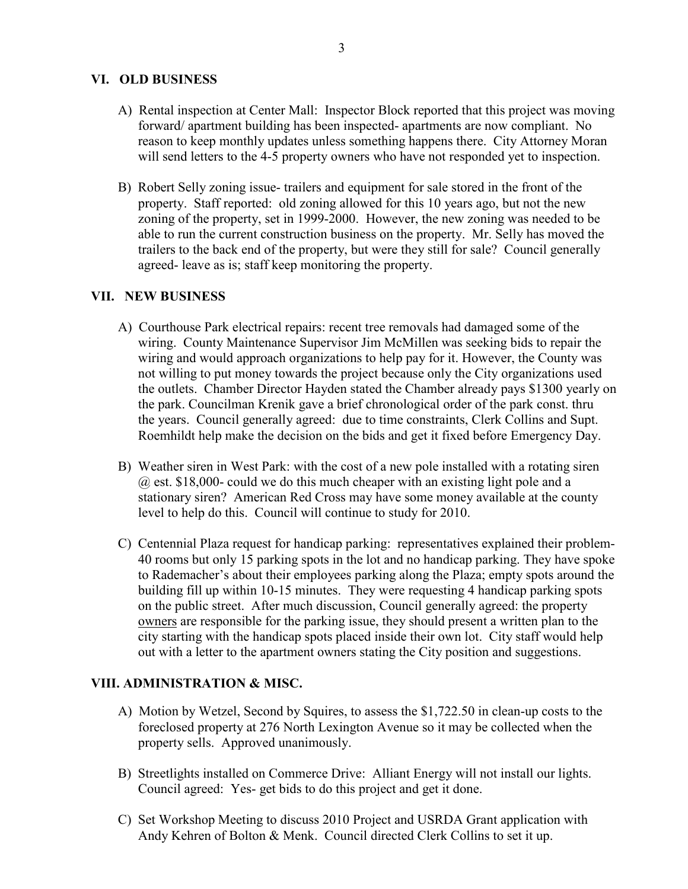## VI. OLD BUSINESS

A) Rental inspection at Center Mall: Inspector Block reported that this project was moving forward/ apartment building has been inspected- apartments are now compliant. No reason to keep monthly updates unless something happens there. City Attorney Moran will send letters to the 4-5 property owners who have not responded yet to inspection.

B) Robert Selly zoning issue- trailers and equipment for sale stored in the front of the property. Staff reported: old zoning allowed for this 10 years ago, but not the new zoning of the property, set in 1999-2000. However, the new zoning was needed to be able to run the current construction business on the property. Mr. Selly has moved the trailers to the back end of the property, but were they still for sale? Council generally agreed- leave as is; staff keep monitoring the property.

## VII. NEW BUSINESS

A) Courthouse Park electrical repairs: recent tree removals had damaged some of the wiring. County Maintenance Supervisor Jim McMillen was seeking bids to repair the wiring and would approach organizations to help pay for it. However, the County was not willing to put money towards the project because only the City organizations used the outlets. Chamber Director Hayden stated the Chamber already pays $1300 yearly on the park. Councilman Krenik gave a brief chronological order of the park const. thru the years. Council generally agreed: due to time constraints, Clerk Collins and Supt. Roemhildt help make the decision on the bids and get it fixed before Emergency Day.

B) Weather siren in West Park: with the cost of a new pole installed with a rotating siren @ est. $18,000- could we do this much cheaper with an existing light pole and a stationary siren? American Red Cross may have some money available at the county level to help do this. Council will continue to study for 2010.

C) Centennial Plaza request for handicap parking: representatives explained their problem- 40 rooms but only 15 parking spots in the lot and no handicap parking. They have spoke to Rademacher's about their employees parking along the Plaza; empty spots around the building fill up within 10-15 minutes. They were requesting 4 handicap parking spots on the public street. After much discussion, Council generally agreed: the property <u>owners</u> are responsible for the parking issue, they should present a written plan to the city starting with the handicap spots placed inside their own lot. City staff would help out with a letter to the apartment owners stating the City position and suggestions.

## VIII. ADMINISTRATION & MISC.

A) Motion by Wetzel, Second by Squires, to assess the $1,722.50 in clean-up costs to the foreclosed property at 276 North Lexington Avenue so it may be collected when the property sells. Approved unanimously.

B) Streetlights installed on Commerce Drive: Alliant Energy will not install our lights. Council agreed: Yes- get bids to do this project and get it done.

C) Set Workshop Meeting to discuss 2010 Project and USRDA Grant application with Andy Kehren of Bolton & Menk. Council directed Clerk Collins to set it up.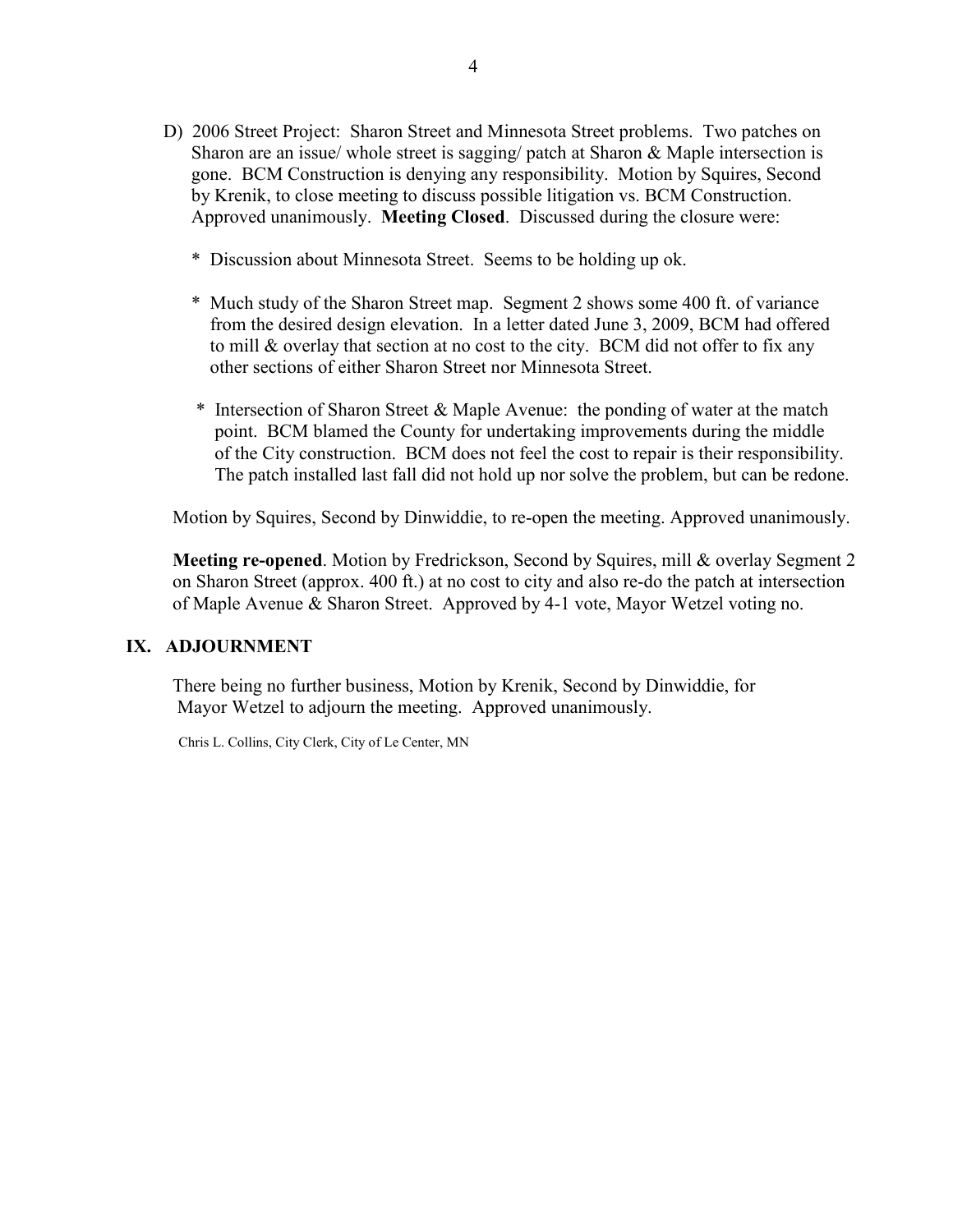D) 2006 Street Project: Sharon Street and Minnesota Street problems. Two patches on Sharon are an issue/ whole street is sagging/ patch at Sharon & Maple intersection is gone. BCM Construction is denying any responsibility. Motion by Squires, Second by Krenik, to close meeting to discuss possible litigation vs. BCM Construction. Approved unanimously. **Meeting Closed**. Discussed during the closure were:

* Discussion about Minnesota Street. Seems to be holding up ok.

* Much study of the Sharon Street map. Segment 2 shows some 400 ft. of variance from the desired design elevation. In a letter dated June 3, 2009, BCM had offered to mill & overlay that section at no cost to the city. BCM did not offer to fix any other sections of either Sharon Street nor Minnesota Street.

* Intersection of Sharon Street & Maple Avenue: the ponding of water at the match point. BCM blamed the County for undertaking improvements during the middle of the City construction. BCM does not feel the cost to repair is their responsibility. The patch installed last fall did not hold up nor solve the problem, but can be redone.

Motion by Squires, Second by Dinwiddie, to re-open the meeting. Approved unanimously.

**Meeting re-opened**. Motion by Fredrickson, Second by Squires, mill & overlay Segment 2 on Sharon Street (approx. 400 ft.) at no cost to city and also re-do the patch at intersection of Maple Avenue & Sharon Street. Approved by 4-1 vote, Mayor Wetzel voting no.

## IX. ADJOURNMENT

There being no further business, Motion by Krenik, Second by Dinwiddie, for Mayor Wetzel to adjourn the meeting. Approved unanimously.

Chris L. Collins, City Clerk, City of Le Center, MN